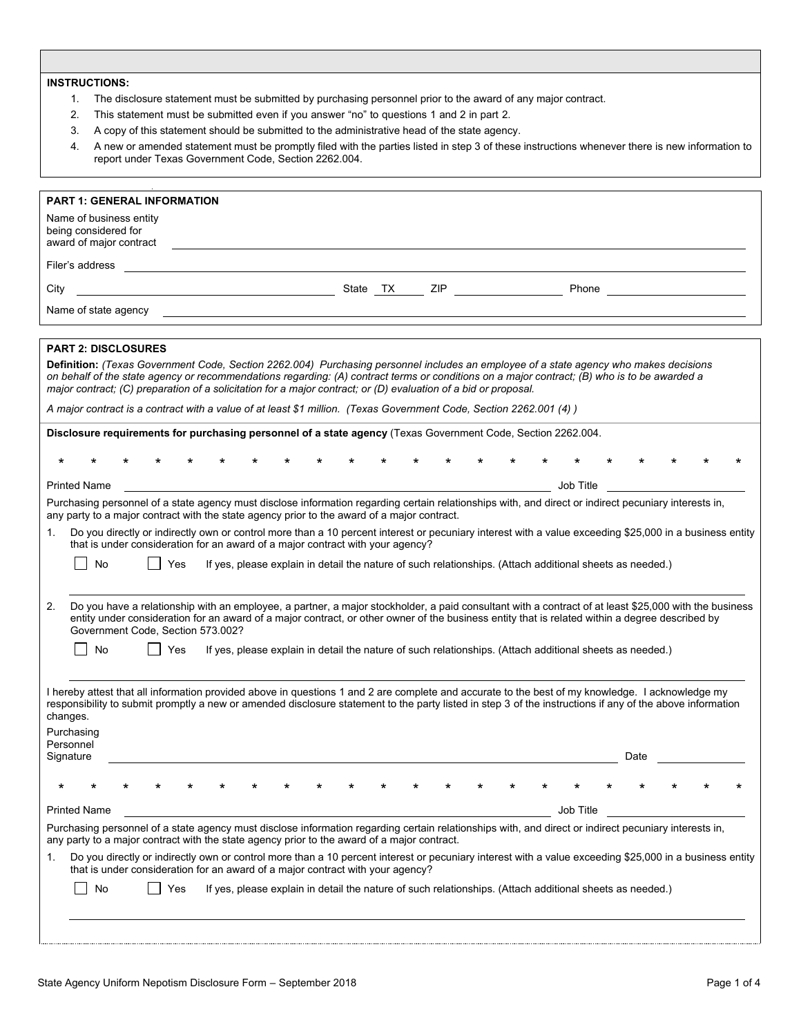**INSTRUCTIONS:**

1. The disclosure statement must be submitted by purchasing personnel prior to the award of any major contract.
2. This statement must be submitted even if you answer "no" to questions 1 and 2 in part 2.
3. A copy of this statement should be submitted to the administrative head of the state agency.
4. A new or amended statement must be promptly filed with the parties listed in step 3 of these instructions whenever there is new information to report under Texas Government Code, Section 2262.004.

## PART 1: GENERAL INFORMATION

Name of business entity being considered for award of major contract \_\_\_\_\_\_\_\_\_\_\_\_\_\_\_\_\_\_\_\_\_\_\_\_\_\_\_\_\_\_\_\_\_\_\_\_\_\_\_\_

Filer's address \_\_\_\_\_\_\_\_\_\_\_\_\_\_\_\_\_\_\_\_\_\_\_\_\_\_\_\_\_\_\_\_\_\_\_\_\_\_\_\_

City \_\_\_\_\_\_\_\_\_\_\_\_\_\_\_\_\_\_\_\_ State TX ZIP \_\_\_\_\_\_\_\_\_\_ Phone \_\_\_\_\_\_\_\_\_\_\_\_\_\_

Name of state agency \_\_\_\_\_\_\_\_\_\_\_\_\_\_\_\_\_\_\_\_\_\_\_\_\_\_\_\_\_\_\_\_\_\_\_\_\_\_\_\_

## PART 2: DISCLOSURES

**Definition:** *(Texas Government Code, Section 2262.004) Purchasing personnel includes an employee of a state agency who makes decisions on behalf of the state agency or recommendations regarding: (A) contract terms or conditions on a major contract; (B) who is to be awarded a major contract; (C) preparation of a solicitation for a major contract; or (D) evaluation of a bid or proposal.*

*A major contract is a contract with a value of at least $1 million. (Texas Government Code, Section 2262.001 (4) )*

**Disclosure requirements for purchasing personnel of a state agency** (Texas Government Code, Section 2262.004.

\* \* \* \* \* \* \* \* \* \* \* \* \* \* \* \* \* \* \* \* \* \*

Printed Name \_\_\_\_\_\_\_\_\_\_\_\_\_\_\_\_\_\_\_\_\_\_\_\_\_\_\_\_\_\_\_\_ Job Title \_\_\_\_\_\_\_\_\_\_\_\_\_\_\_\_

Purchasing personnel of a state agency must disclose information regarding certain relationships with, and direct or indirect pecuniary interests in, any party to a major contract with the state agency prior to the award of a major contract.

1. Do you directly or indirectly own or control more than a 10 percent interest or pecuniary interest with a value exceeding $25,000 in a business entity that is under consideration for an award of a major contract with your agency?

   ☐ No ☐ Yes If yes, please explain in detail the nature of such relationships. (Attach additional sheets as needed.)

   \_\_\_\_\_\_\_\_\_\_\_\_\_\_\_\_\_\_\_\_\_\_\_\_\_\_\_\_\_\_\_\_\_\_\_\_\_\_\_\_

2. Do you have a relationship with an employee, a partner, a major stockholder, a paid consultant with a contract of at least $25,000 with the business entity under consideration for an award of a major contract, or other owner of the business entity that is related within a degree described by Government Code, Section 573.002?

   ☐ No ☐ Yes If yes, please explain in detail the nature of such relationships. (Attach additional sheets as needed.)

   \_\_\_\_\_\_\_\_\_\_\_\_\_\_\_\_\_\_\_\_\_\_\_\_\_\_\_\_\_\_\_\_\_\_\_\_\_\_\_\_

I hereby attest that all information provided above in questions 1 and 2 are complete and accurate to the best of my knowledge. I acknowledge my responsibility to submit promptly a new or amended disclosure statement to the party listed in step 3 of the instructions if any of the above information changes.

Purchasing Personnel Signature \_\_\_\_\_\_\_\_\_\_\_\_\_\_\_\_\_\_\_\_\_\_\_\_\_\_\_\_\_\_\_\_ Date \_\_\_\_\_\_\_\_\_\_

\* \* \* \* \* \* \* \* \* \* \* \* \* \* \* \* \* \* \* \* \* \*

Printed Name \_\_\_\_\_\_\_\_\_\_\_\_\_\_\_\_\_\_\_\_\_\_\_\_\_\_\_\_\_\_\_\_ Job Title \_\_\_\_\_\_\_\_\_\_\_\_\_\_\_\_

Purchasing personnel of a state agency must disclose information regarding certain relationships with, and direct or indirect pecuniary interests in, any party to a major contract with the state agency prior to the award of a major contract.

1. Do you directly or indirectly own or control more than a 10 percent interest or pecuniary interest with a value exceeding $25,000 in a business entity that is under consideration for an award of a major contract with your agency?

   ☐ No ☐ Yes If yes, please explain in detail the nature of such relationships. (Attach additional sheets as needed.)

   \_\_\_\_\_\_\_\_\_\_\_\_\_\_\_\_\_\_\_\_\_\_\_\_\_\_\_\_\_\_\_\_\_\_\_\_\_\_\_\_

State Agency Uniform Nepotism Disclosure Form – September 2018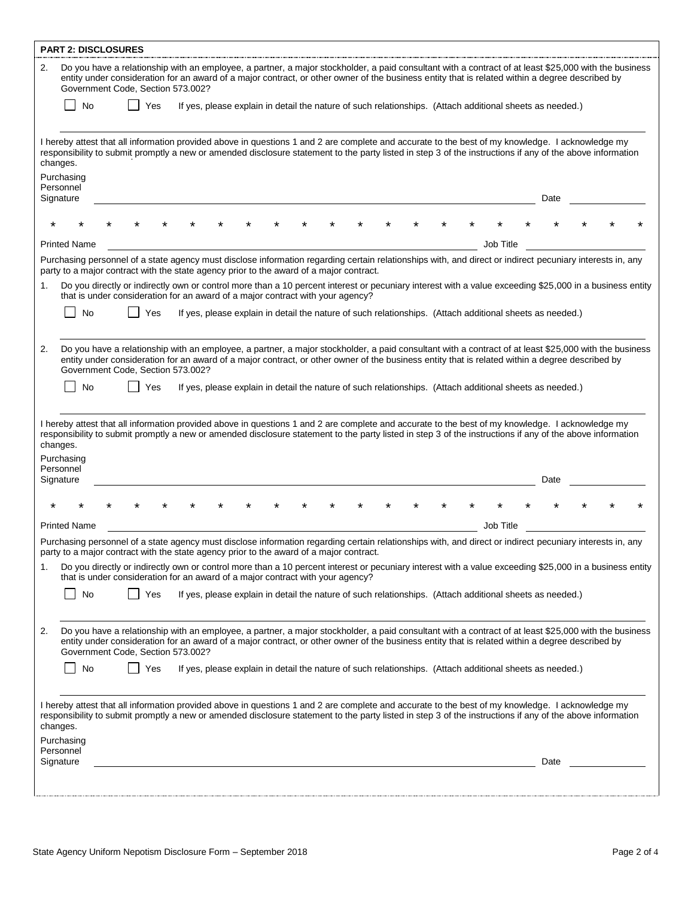**PART 2: DISCLOSURES**

2. Do you have a relationship with an employee, a partner, a major stockholder, a paid consultant with a contract of at least $25,000 with the business entity under consideration for an award of a major contract, or other owner of the business entity that is related within a degree described by Government Code, Section 573.002?

☐ No ☐ Yes If yes, please explain in detail the nature of such relationships. (Attach additional sheets as needed.)

_______________________________________________

I hereby attest that all information provided above in questions 1 and 2 are complete and accurate to the best of my knowledge. I acknowledge my responsibility to submit promptly a new or amended disclosure statement to the party listed in step 3 of the instructions if any of the above information changes.

Purchasing Personnel Signature _______________________________________________ Date ______________

* * * * * * * * * * * * * * * * * * * * * *

Printed Name _______________________________________________ Job Title ______________

Purchasing personnel of a state agency must disclose information regarding certain relationships with, and direct or indirect pecuniary interests in, any party to a major contract with the state agency prior to the award of a major contract.

1. Do you directly or indirectly own or control more than a 10 percent interest or pecuniary interest with a value exceeding $25,000 in a business entity that is under consideration for an award of a major contract with your agency?

☐ No ☐ Yes If yes, please explain in detail the nature of such relationships. (Attach additional sheets as needed.)

_______________________________________________

2. Do you have a relationship with an employee, a partner, a major stockholder, a paid consultant with a contract of at least $25,000 with the business entity under consideration for an award of a major contract, or other owner of the business entity that is related within a degree described by Government Code, Section 573.002?

☐ No ☐ Yes If yes, please explain in detail the nature of such relationships. (Attach additional sheets as needed.)

_______________________________________________

I hereby attest that all information provided above in questions 1 and 2 are complete and accurate to the best of my knowledge. I acknowledge my responsibility to submit promptly a new or amended disclosure statement to the party listed in step 3 of the instructions if any of the above information changes.

Purchasing Personnel Signature _______________________________________________ Date ______________

* * * * * * * * * * * * * * * * * * * * * *

Printed Name _______________________________________________ Job Title ______________

Purchasing personnel of a state agency must disclose information regarding certain relationships with, and direct or indirect pecuniary interests in, any party to a major contract with the state agency prior to the award of a major contract.

1. Do you directly or indirectly own or control more than a 10 percent interest or pecuniary interest with a value exceeding $25,000 in a business entity that is under consideration for an award of a major contract with your agency?

☐ No ☐ Yes If yes, please explain in detail the nature of such relationships. (Attach additional sheets as needed.)

_______________________________________________

2. Do you have a relationship with an employee, a partner, a major stockholder, a paid consultant with a contract of at least $25,000 with the business entity under consideration for an award of a major contract, or other owner of the business entity that is related within a degree described by Government Code, Section 573.002?

☐ No ☐ Yes If yes, please explain in detail the nature of such relationships. (Attach additional sheets as needed.)

_______________________________________________

I hereby attest that all information provided above in questions 1 and 2 are complete and accurate to the best of my knowledge. I acknowledge my responsibility to submit promptly a new or amended disclosure statement to the party listed in step 3 of the instructions if any of the above information changes.

Purchasing Personnel Signature _______________________________________________ Date ______________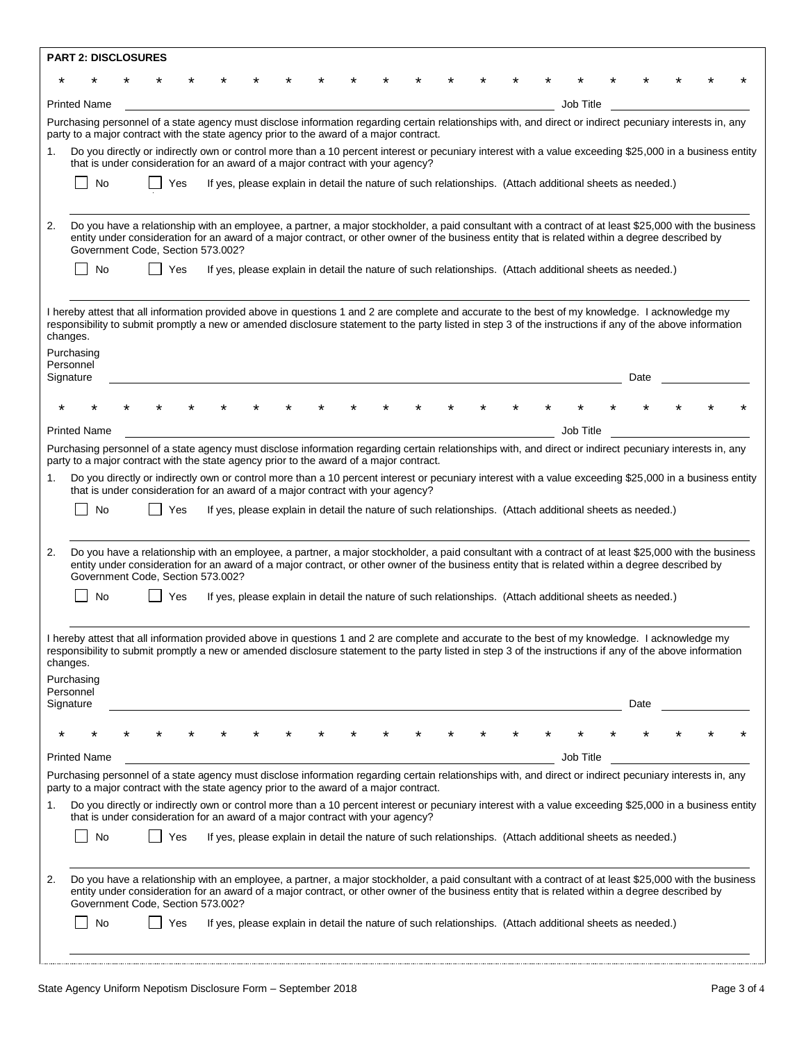**PART 2: DISCLOSURES**

\* \* \* \* \* \* \* \* \* \* \* \* \* \* \* \* \* \* \* \* \* \*

Printed Name \_\_\_\_\_\_\_\_\_\_\_\_\_\_\_\_\_\_\_\_\_\_\_\_\_\_\_\_\_\_\_\_\_\_\_\_\_\_\_\_ Job Title \_\_\_\_\_\_\_\_\_\_\_\_\_\_\_\_\_\_\_\_

Purchasing personnel of a state agency must disclose information regarding certain relationships with, and direct or indirect pecuniary interests in, any party to a major contract with the state agency prior to the award of a major contract.

1. Do you directly or indirectly own or control more than a 10 percent interest or pecuniary interest with a value exceeding $25,000 in a business entity that is under consideration for an award of a major contract with your agency?

   ☐ No ☐ Yes If yes, please explain in detail the nature of such relationships. (Attach additional sheets as needed.)

   \_\_\_\_\_\_\_\_\_\_\_\_\_\_\_\_\_\_\_\_\_\_\_\_\_\_\_\_\_\_\_\_\_\_\_\_\_\_\_\_\_\_\_\_\_\_\_\_\_\_\_\_\_\_\_\_\_\_\_\_\_\_\_\_

2. Do you have a relationship with an employee, a partner, a major stockholder, a paid consultant with a contract of at least $25,000 with the business entity under consideration for an award of a major contract, or other owner of the business entity that is related within a degree described by Government Code, Section 573.002?

   ☐ No ☐ Yes If yes, please explain in detail the nature of such relationships. (Attach additional sheets as needed.)

   \_\_\_\_\_\_\_\_\_\_\_\_\_\_\_\_\_\_\_\_\_\_\_\_\_\_\_\_\_\_\_\_\_\_\_\_\_\_\_\_\_\_\_\_\_\_\_\_\_\_\_\_\_\_\_\_\_\_\_\_\_\_\_\_

I hereby attest that all information provided above in questions 1 and 2 are complete and accurate to the best of my knowledge. I acknowledge my responsibility to submit promptly a new or amended disclosure statement to the party listed in step 3 of the instructions if any of the above information changes.

Purchasing Personnel Signature \_\_\_\_\_\_\_\_\_\_\_\_\_\_\_\_\_\_\_\_\_\_\_\_\_\_\_\_\_\_\_\_\_\_\_\_\_\_\_\_ Date \_\_\_\_\_\_\_\_\_\_\_\_

\* \* \* \* \* \* \* \* \* \* \* \* \* \* \* \* \* \* \* \* \* \*

Printed Name \_\_\_\_\_\_\_\_\_\_\_\_\_\_\_\_\_\_\_\_\_\_\_\_\_\_\_\_\_\_\_\_\_\_\_\_\_\_\_\_ Job Title \_\_\_\_\_\_\_\_\_\_\_\_\_\_\_\_\_\_\_\_

Purchasing personnel of a state agency must disclose information regarding certain relationships with, and direct or indirect pecuniary interests in, any party to a major contract with the state agency prior to the award of a major contract.

1. Do you directly or indirectly own or control more than a 10 percent interest or pecuniary interest with a value exceeding $25,000 in a business entity that is under consideration for an award of a major contract with your agency?

   ☐ No ☐ Yes If yes, please explain in detail the nature of such relationships. (Attach additional sheets as needed.)

   \_\_\_\_\_\_\_\_\_\_\_\_\_\_\_\_\_\_\_\_\_\_\_\_\_\_\_\_\_\_\_\_\_\_\_\_\_\_\_\_\_\_\_\_\_\_\_\_\_\_\_\_\_\_\_\_\_\_\_\_\_\_\_\_

2. Do you have a relationship with an employee, a partner, a major stockholder, a paid consultant with a contract of at least $25,000 with the business entity under consideration for an award of a major contract, or other owner of the business entity that is related within a degree described by Government Code, Section 573.002?

   ☐ No ☐ Yes If yes, please explain in detail the nature of such relationships. (Attach additional sheets as needed.)

   \_\_\_\_\_\_\_\_\_\_\_\_\_\_\_\_\_\_\_\_\_\_\_\_\_\_\_\_\_\_\_\_\_\_\_\_\_\_\_\_\_\_\_\_\_\_\_\_\_\_\_\_\_\_\_\_\_\_\_\_\_\_\_\_

I hereby attest that all information provided above in questions 1 and 2 are complete and accurate to the best of my knowledge. I acknowledge my responsibility to submit promptly a new or amended disclosure statement to the party listed in step 3 of the instructions if any of the above information changes.

Purchasing Personnel Signature \_\_\_\_\_\_\_\_\_\_\_\_\_\_\_\_\_\_\_\_\_\_\_\_\_\_\_\_\_\_\_\_\_\_\_\_\_\_\_\_ Date \_\_\_\_\_\_\_\_\_\_\_\_

\* \* \* \* \* \* \* \* \* \* \* \* \* \* \* \* \* \* \* \* \* \*

Printed Name \_\_\_\_\_\_\_\_\_\_\_\_\_\_\_\_\_\_\_\_\_\_\_\_\_\_\_\_\_\_\_\_\_\_\_\_\_\_\_\_ Job Title \_\_\_\_\_\_\_\_\_\_\_\_\_\_\_\_\_\_\_\_

Purchasing personnel of a state agency must disclose information regarding certain relationships with, and direct or indirect pecuniary interests in, any party to a major contract with the state agency prior to the award of a major contract.

1. Do you directly or indirectly own or control more than a 10 percent interest or pecuniary interest with a value exceeding $25,000 in a business entity that is under consideration for an award of a major contract with your agency?

   ☐ No ☐ Yes If yes, please explain in detail the nature of such relationships. (Attach additional sheets as needed.)

   \_\_\_\_\_\_\_\_\_\_\_\_\_\_\_\_\_\_\_\_\_\_\_\_\_\_\_\_\_\_\_\_\_\_\_\_\_\_\_\_\_\_\_\_\_\_\_\_\_\_\_\_\_\_\_\_\_\_\_\_\_\_\_\_

2. Do you have a relationship with an employee, a partner, a major stockholder, a paid consultant with a contract of at least $25,000 with the business entity under consideration for an award of a major contract, or other owner of the business entity that is related within a degree described by Government Code, Section 573.002?

   ☐ No ☐ Yes If yes, please explain in detail the nature of such relationships. (Attach additional sheets as needed.)

   \_\_\_\_\_\_\_\_\_\_\_\_\_\_\_\_\_\_\_\_\_\_\_\_\_\_\_\_\_\_\_\_\_\_\_\_\_\_\_\_\_\_\_\_\_\_\_\_\_\_\_\_\_\_\_\_\_\_\_\_\_\_\_\_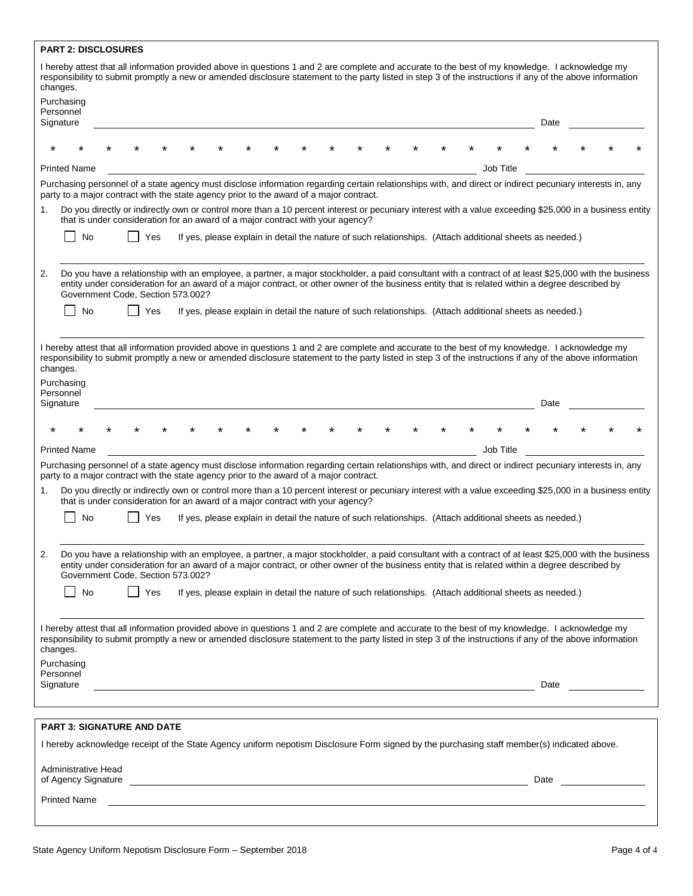**PART 2: DISCLOSURES**

I hereby attest that all information provided above in questions 1 and 2 are complete and accurate to the best of my knowledge. I acknowledge my responsibility to submit promptly a new or amended disclosure statement to the party listed in step 3 of the instructions if any of the above information changes.

Purchasing Personnel Signature ______________________________ Date ____________

\* \* \* \* \* \* \* \* \* \* \* \* \* \* \* \* \* \* \* \* \* \* \*

Printed Name ______________________________ Job Title ____________

Purchasing personnel of a state agency must disclose information regarding certain relationships with, and direct or indirect pecuniary interests in, any party to a major contract with the state agency prior to the award of a major contract.

1. Do you directly or indirectly own or control more than a 10 percent interest or pecuniary interest with a value exceeding $25,000 in a business entity that is under consideration for an award of a major contract with your agency?

   ☐ No ☐ Yes If yes, please explain in detail the nature of such relationships. (Attach additional sheets as needed.)

   ______________________________

2. Do you have a relationship with an employee, a partner, a major stockholder, a paid consultant with a contract of at least $25,000 with the business entity under consideration for an award of a major contract, or other owner of the business entity that is related within a degree described by Government Code, Section 573.002?

   ☐ No ☐ Yes If yes, please explain in detail the nature of such relationships. (Attach additional sheets as needed.)

   ______________________________

I hereby attest that all information provided above in questions 1 and 2 are complete and accurate to the best of my knowledge. I acknowledge my responsibility to submit promptly a new or amended disclosure statement to the party listed in step 3 of the instructions if any of the above information changes.

Purchasing Personnel Signature ______________________________ Date ____________

\* \* \* \* \* \* \* \* \* \* \* \* \* \* \* \* \* \* \* \* \* \* \*

Printed Name ______________________________ Job Title ____________

Purchasing personnel of a state agency must disclose information regarding certain relationships with, and direct or indirect pecuniary interests in, any party to a major contract with the state agency prior to the award of a major contract.

1. Do you directly or indirectly own or control more than a 10 percent interest or pecuniary interest with a value exceeding $25,000 in a business entity that is under consideration for an award of a major contract with your agency?

   ☐ No ☐ Yes If yes, please explain in detail the nature of such relationships. (Attach additional sheets as needed.)

   ______________________________

2. Do you have a relationship with an employee, a partner, a major stockholder, a paid consultant with a contract of at least $25,000 with the business entity under consideration for an award of a major contract, or other owner of the business entity that is related within a degree described by Government Code, Section 573.002?

   ☐ No ☐ Yes If yes, please explain in detail the nature of such relationships. (Attach additional sheets as needed.)

   ______________________________

I hereby attest that all information provided above in questions 1 and 2 are complete and accurate to the best of my knowledge. I acknowledge my responsibility to submit promptly a new or amended disclosure statement to the party listed in step 3 of the instructions if any of the above information changes.

Purchasing Personnel Signature ______________________________ Date ____________

**PART 3: SIGNATURE AND DATE**

I hereby acknowledge receipt of the State Agency uniform nepotism Disclosure Form signed by the purchasing staff member(s) indicated above.

Administrative Head of Agency Signature ______________________________ Date ____________

Printed Name ______________________________